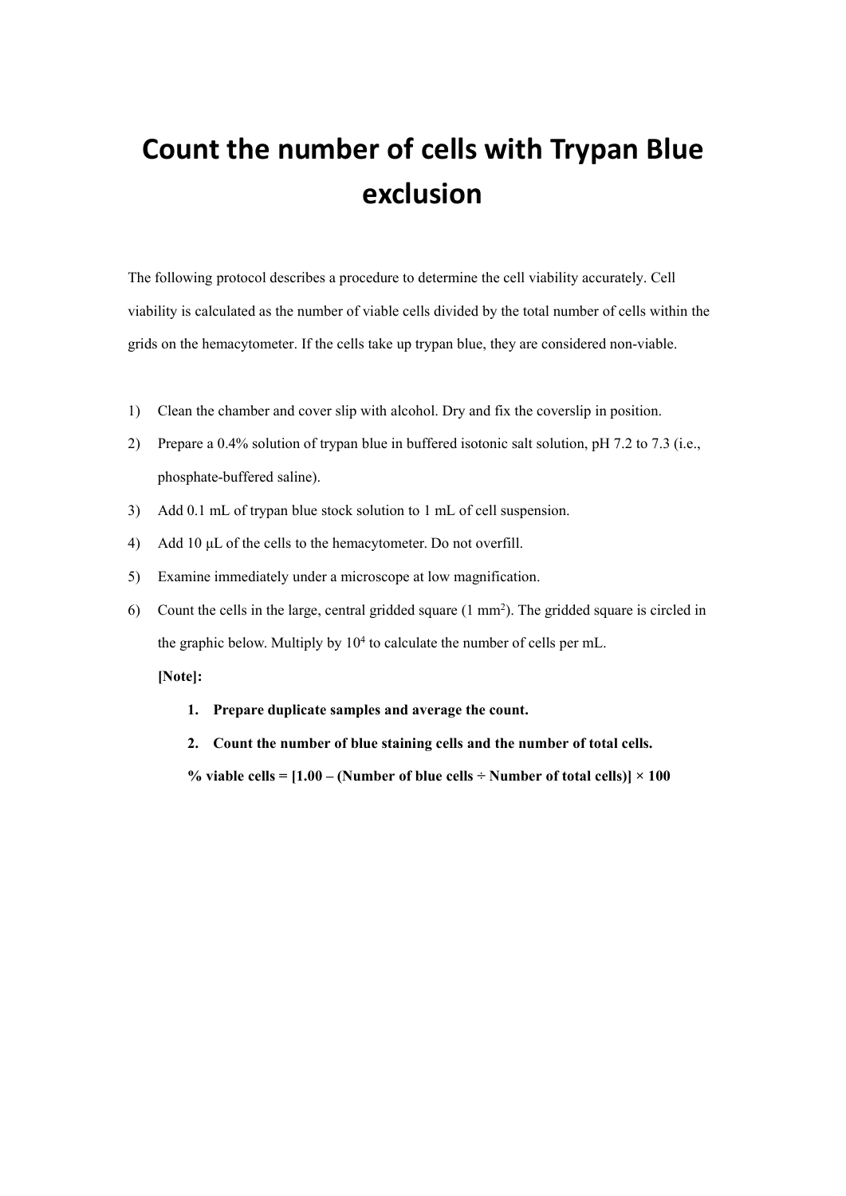# Count the number of cells with Trypan Blue exclusion

The following protocol describes a procedure to determine the cell viability accurately. Cell viability is calculated as the number of viable cells divided by the total number of cells within the grids on the hemacytometer. If the cells take up trypan blue, they are considered non-viable.

1) Clean the chamber and cover slip with alcohol. Dry and fix the coverslip in position.
2) Prepare a 0.4% solution of trypan blue in buffered isotonic salt solution, pH 7.2 to 7.3 (i.e., phosphate-buffered saline).
3) Add 0.1 mL of trypan blue stock solution to 1 mL of cell suspension.
4) Add 10 μL of the cells to the hemacytometer. Do not overfill.
5) Examine immediately under a microscope at low magnification.
6) Count the cells in the large, central gridded square (1 $mm^2$). The gridded square is circled in the graphic below. Multiply by $10^4$ to calculate the number of cells per mL.

   **[Note]:**

   1. **Prepare duplicate samples and average the count.**
   2. **Count the number of blue staining cells and the number of total cells.**

   **% viable cells = [1.00 – (Number of blue cells ÷ Number of total cells)] × 100**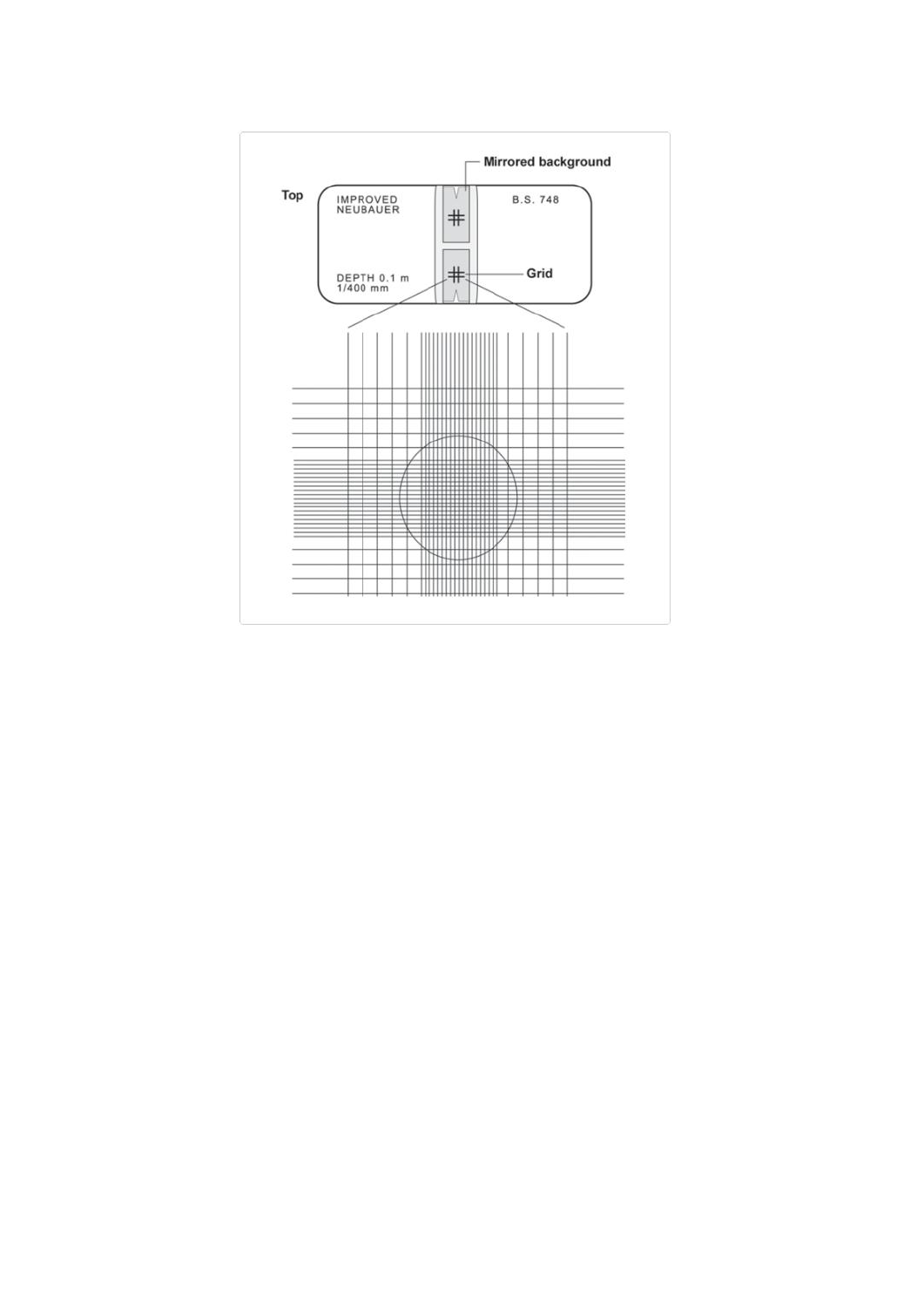Top

IMPROVED NEUBAUER

B.S. 748

DEPTH 0.1 m
1/400 mm

Mirrored background

Grid